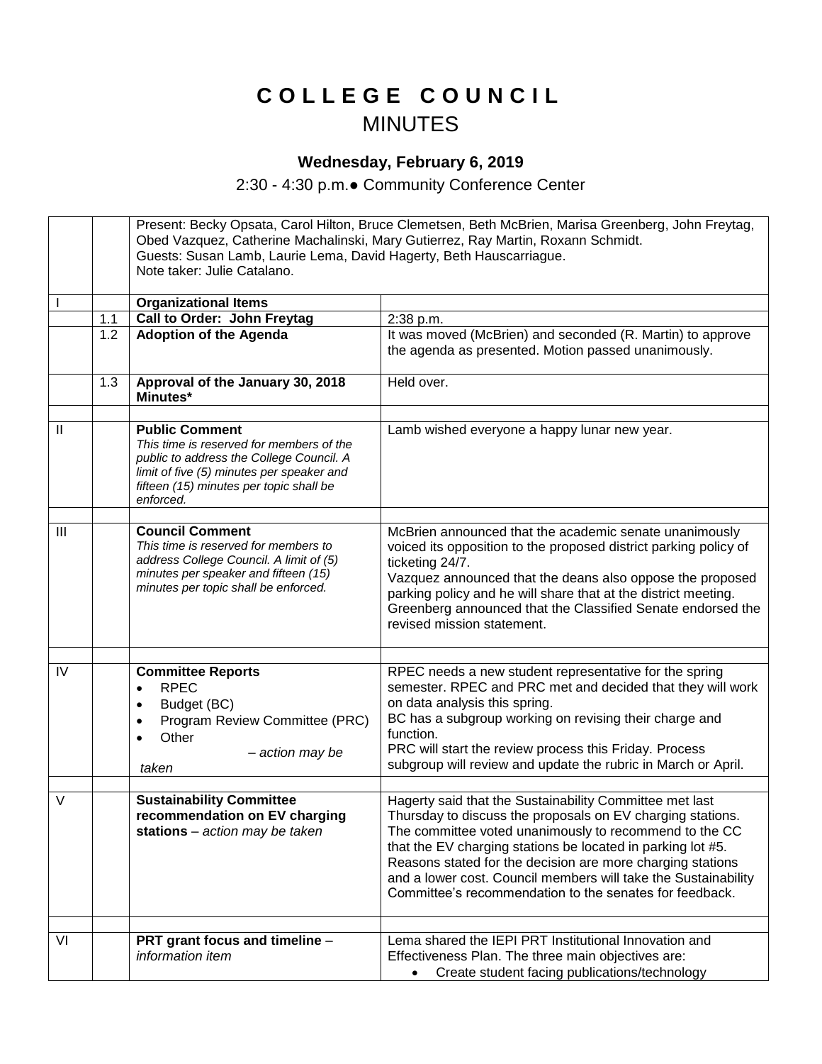# C O L L E G E   C O U N C I L

## MINUTES

### Wednesday, February 6, 2019

2:30 - 4:30 p.m.● Community Conference Center

| | | | |
|---|---|---|---|
| | | Present: Becky Opsata, Carol Hilton, Bruce Clemetsen, Beth McBrien, Marisa Greenberg, John Freytag, Obed Vazquez, Catherine Machalinski, Mary Gutierrez, Ray Martin, Roxann Schmidt.<br>Guests: Susan Lamb, Laurie Lema, David Hagerty, Beth Hauscarriague.<br>Note taker: Julie Catalano. | |
| I | | **Organizational Items** | |
| | 1.1 | **Call to Order: John Freytag** | 2:38 p.m. |
| | 1.2 | **Adoption of the Agenda** | It was moved (McBrien) and seconded (R. Martin) to approve the agenda as presented. Motion passed unanimously. |
| | 1.3 | **Approval of the January 30, 2018 Minutes*** | Held over. |
| | | | |
| II | | **Public Comment**<br>*This time is reserved for members of the public to address the College Council. A limit of five (5) minutes per speaker and fifteen (15) minutes per topic shall be enforced.* | Lamb wished everyone a happy lunar new year. |
| | | | |
| III | | **Council Comment**<br>*This time is reserved for members to address College Council. A limit of (5) minutes per speaker and fifteen (15) minutes per topic shall be enforced.* | McBrien announced that the academic senate unanimously voiced its opposition to the proposed district parking policy of ticketing 24/7.<br>Vazquez announced that the deans also oppose the proposed parking policy and he will share that at the district meeting.<br>Greenberg announced that the Classified Senate endorsed the revised mission statement. |
| | | | |
| IV | | **Committee Reports**<br>• RPEC<br>• Budget (BC)<br>• Program Review Committee (PRC)<br>• Other<br>*– action may be taken* | RPEC needs a new student representative for the spring semester. RPEC and PRC met and decided that they will work on data analysis this spring.<br>BC has a subgroup working on revising their charge and function.<br>PRC will start the review process this Friday. Process subgroup will review and update the rubric in March or April. |
| | | | |
| V | | **Sustainability Committee recommendation on EV charging stations** – *action may be taken* | Hagerty said that the Sustainability Committee met last Thursday to discuss the proposals on EV charging stations. The committee voted unanimously to recommend to the CC that the EV charging stations be located in parking lot #5. Reasons stated for the decision are more charging stations and a lower cost. Council members will take the Sustainability Committee's recommendation to the senates for feedback. |
| | | | |
| VI | | **PRT grant focus and timeline** – *information item* | Lema shared the IEPI PRT Institutional Innovation and Effectiveness Plan. The three main objectives are:<br>• Create student facing publications/technology |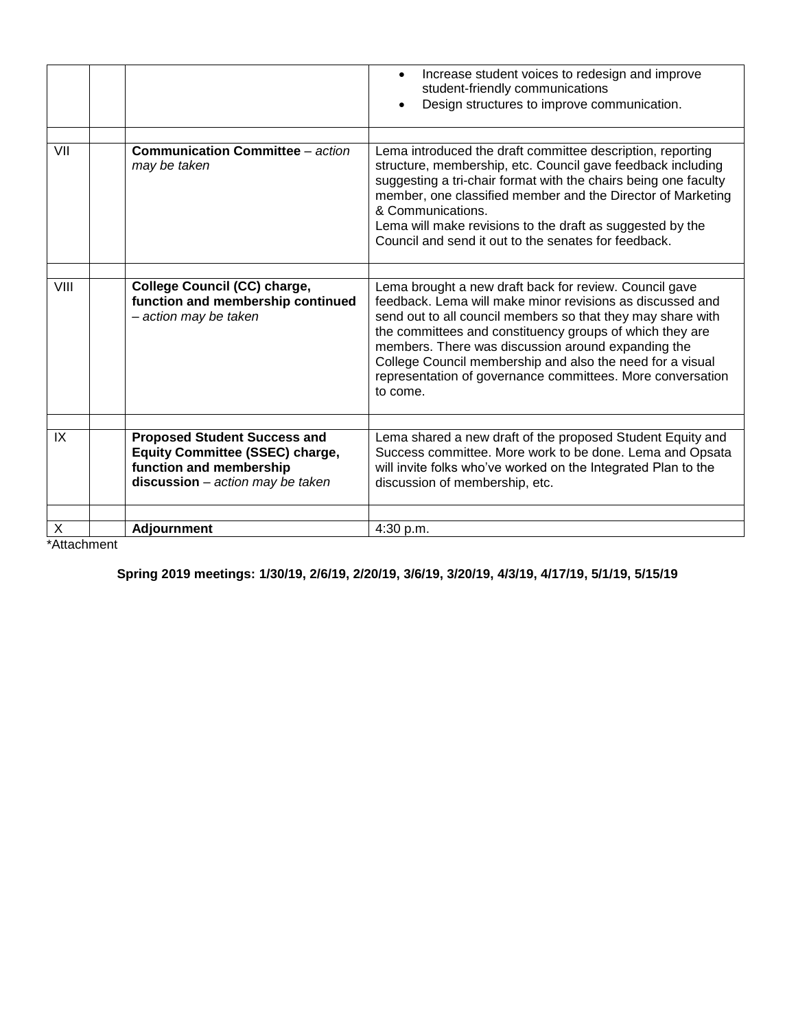| | | | |
|---|---|---|---|
| | | | • Increase student voices to redesign and improve student-friendly communications<br>• Design structures to improve communication. |
| | | | |
| VII | | **Communication Committee** – *action may be taken* | Lema introduced the draft committee description, reporting structure, membership, etc. Council gave feedback including suggesting a tri-chair format with the chairs being one faculty member, one classified member and the Director of Marketing & Communications.<br>Lema will make revisions to the draft as suggested by the Council and send it out to the senates for feedback. |
| | | | |
| VIII | | **College Council (CC) charge, function and membership continued** – *action may be taken* | Lema brought a new draft back for review. Council gave feedback. Lema will make minor revisions as discussed and send out to all council members so that they may share with the committees and constituency groups of which they are members. There was discussion around expanding the College Council membership and also the need for a visual representation of governance committees. More conversation to come. |
| | | | |
| IX | | **Proposed Student Success and Equity Committee (SSEC) charge, function and membership discussion** – *action may be taken* | Lema shared a new draft of the proposed Student Equity and Success committee. More work to be done. Lema and Opsata will invite folks who've worked on the Integrated Plan to the discussion of membership, etc. |
| | | | |
| X | | **Adjournment** | 4:30 p.m. |

*Attachment

**Spring 2019 meetings: 1/30/19, 2/6/19, 2/20/19, 3/6/19, 3/20/19, 4/3/19, 4/17/19, 5/1/19, 5/15/19**